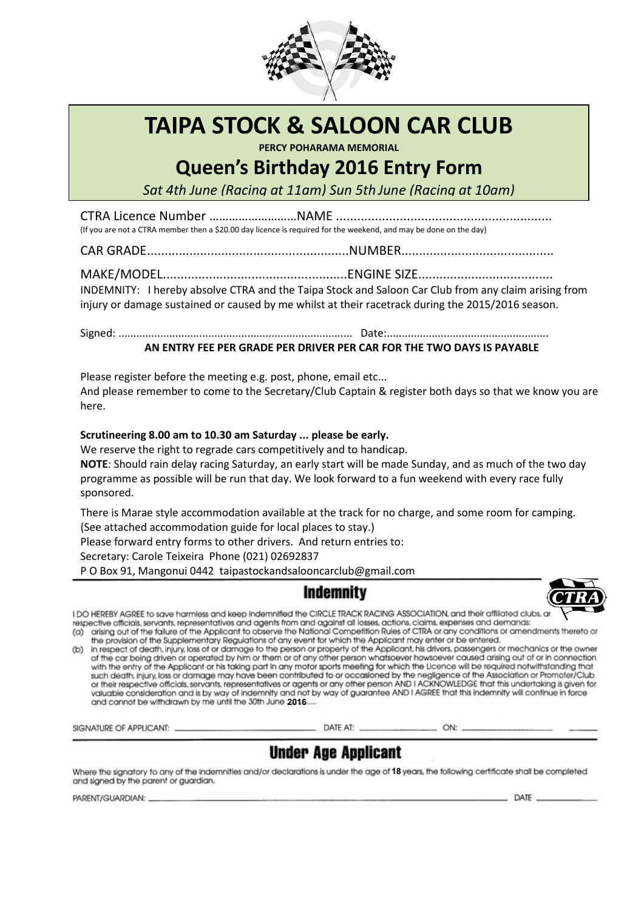# TAIPA STOCK & SALOON CAR CLUB

**PERCY POHARAMA MEMORIAL**

## Queen's Birthday 2016 Entry Form

*Sat 4th June (Racing at 11am) Sun 5th June (Racing at 10am)*

CTRA Licence Number ………………………NAME ............................................................

(If you are not a CTRA member then a $20.00 day licence is required for the weekend, and may be done on the day)

CAR GRADE.........................................................NUMBER...........................................

MAKE/MODEL....................................................ENGINE SIZE......................................

INDEMNITY: I hereby absolve CTRA and the Taipa Stock and Saloon Car Club from any claim arising from injury or damage sustained or caused by me whilst at their racetrack during the 2015/2016 season.

Signed: ............................................................................ Date:.....................................................

**AN ENTRY FEE PER GRADE PER DRIVER PER CAR FOR THE TWO DAYS IS PAYABLE**

Please register before the meeting e.g. post, phone, email etc...

And please remember to come to the Secretary/Club Captain & register both days so that we know you are here.

**Scrutineering 8.00 am to 10.30 am Saturday ... please be early.**

We reserve the right to regrade cars competitively and to handicap.

**NOTE**: Should rain delay racing Saturday, an early start will be made Sunday, and as much of the two day programme as possible will be run that day. We look forward to a fun weekend with every race fully sponsored.

There is Marae style accommodation available at the track for no charge, and some room for camping. (See attached accommodation guide for local places to stay.)

Please forward entry forms to other drivers. And return entries to:

Secretary: Carole Teixeira Phone (021) 02692837

P O Box 91, Mangonui 0442 taipastockandsalooncarclub@gmail.com

## Indemnity

CTRA

I DO HEREBY AGREE to save harmless and keep indemnified the CIRCLE TRACK RACING ASSOCIATION, and their affiliated clubs, ar respective officials, servants, representatives and agents from and against all losses, actions, claims, expenses and demands:

(a) arising out of the failure of the Applicant to observe the National Competition Rules of CTRA or any conditions or amendments thereto or the provision of the Supplementary Regulations of any event for which the Applicant may enter or be entered.

(b) in respect of death, injury, loss of or damage to the person or property of the Applicant, his drivers, passengers or mechanics or the owner of the car being driven or operated by him or them or of any other person whatsoever howsoever caused arising out of or in connection with the entry of the Applicant or his taking part in any motor sports meeting for which the Licence will be required notwithstanding that such death, injury, loss or damage may have been contributed to or occasioned by the negligence of the Association or Promoter/Club or their respective officials, servants, representatives or agents or any other person AND I ACKNOWLEDGE that this undertaking is given for valuable consideration and is by way of indemnity and not by way of guarantee AND I AGREE that this indemnity will continue in force and cannot be withdrawn by me until the 30th June **2016**.....

SIGNATURE OF APPLICANT: ______________________ DATE AT: ______________ ON: ______________ ______

## Under Age Applicant

Where the signatory to any of the indemnities and/or declarations is under the age of **18** years, the following certificate shall be completed and signed by the parent or guardian.

PARENT/GUARDIAN: ________________________________________ DATE ____________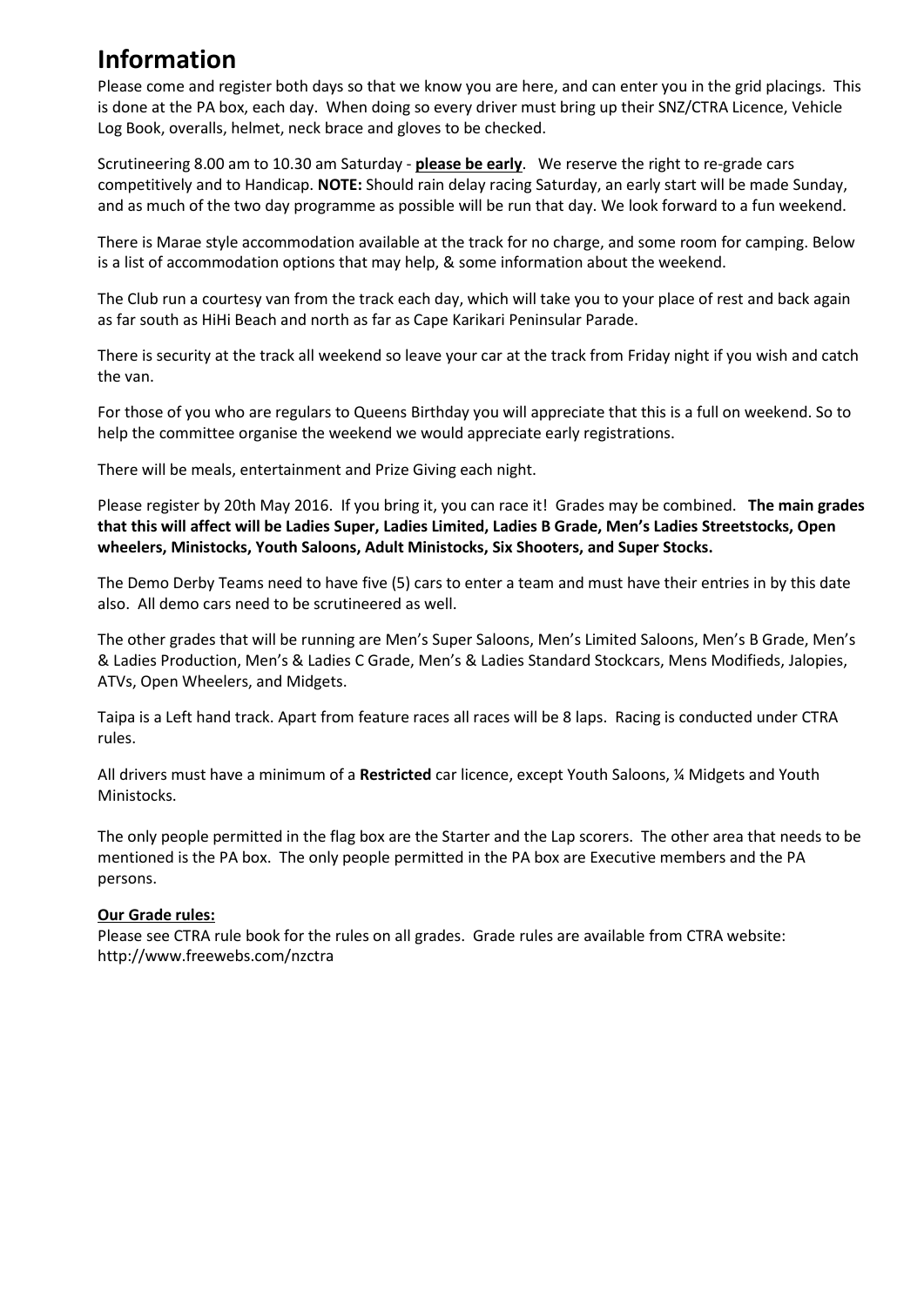# Information

Please come and register both days so that we know you are here, and can enter you in the grid placings. This is done at the PA box, each day. When doing so every driver must bring up their SNZ/CTRA Licence, Vehicle Log Book, overalls, helmet, neck brace and gloves to be checked.

Scrutineering 8.00 am to 10.30 am Saturday - **please be early**. We reserve the right to re-grade cars competitively and to Handicap. **NOTE:** Should rain delay racing Saturday, an early start will be made Sunday, and as much of the two day programme as possible will be run that day. We look forward to a fun weekend.

There is Marae style accommodation available at the track for no charge, and some room for camping. Below is a list of accommodation options that may help, & some information about the weekend.

The Club run a courtesy van from the track each day, which will take you to your place of rest and back again as far south as HiHi Beach and north as far as Cape Karikari Peninsular Parade.

There is security at the track all weekend so leave your car at the track from Friday night if you wish and catch the van.

For those of you who are regulars to Queens Birthday you will appreciate that this is a full on weekend. So to help the committee organise the weekend we would appreciate early registrations.

There will be meals, entertainment and Prize Giving each night.

Please register by 20th May 2016. If you bring it, you can race it! Grades may be combined. **The main grades that this will affect will be Ladies Super, Ladies Limited, Ladies B Grade, Men's Ladies Streetstocks, Open wheelers, Ministocks, Youth Saloons, Adult Ministocks, Six Shooters, and Super Stocks.**

The Demo Derby Teams need to have five (5) cars to enter a team and must have their entries in by this date also. All demo cars need to be scrutineered as well.

The other grades that will be running are Men's Super Saloons, Men's Limited Saloons, Men's B Grade, Men's & Ladies Production, Men's & Ladies C Grade, Men's & Ladies Standard Stockcars, Mens Modifieds, Jalopies, ATVs, Open Wheelers, and Midgets.

Taipa is a Left hand track. Apart from feature races all races will be 8 laps. Racing is conducted under CTRA rules.

All drivers must have a minimum of a **Restricted** car licence, except Youth Saloons, ¼ Midgets and Youth Ministocks.

The only people permitted in the flag box are the Starter and the Lap scorers. The other area that needs to be mentioned is the PA box. The only people permitted in the PA box are Executive members and the PA persons.

**Our Grade rules:**

Please see CTRA rule book for the rules on all grades. Grade rules are available from CTRA website: http://www.freewebs.com/nzctra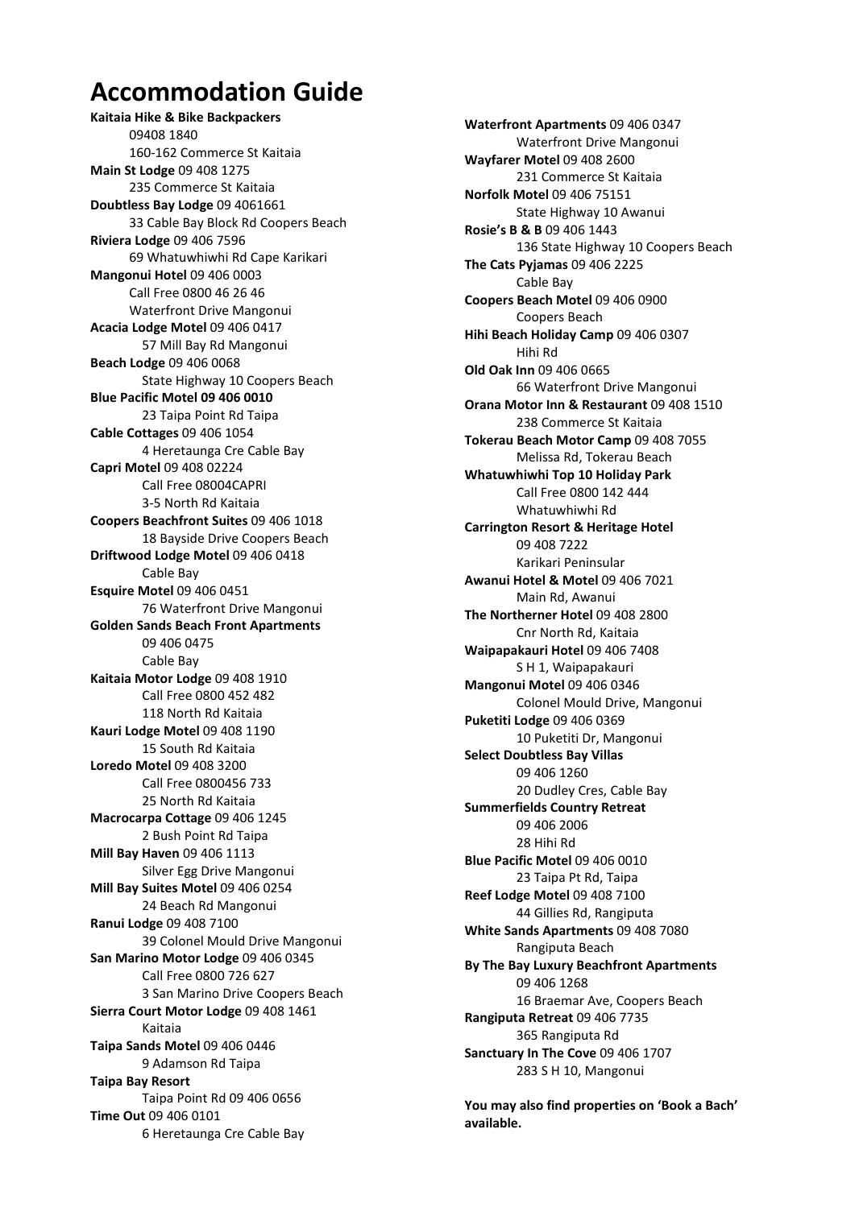# Accommodation Guide

**Kaitaia Hike & Bike Backpackers**
09408 1840
160-162 Commerce St Kaitaia

**Main St Lodge** 09 408 1275
235 Commerce St Kaitaia

**Doubtless Bay Lodge** 09 4061661
33 Cable Bay Block Rd Coopers Beach

**Riviera Lodge** 09 406 7596
69 Whatuwhiwhi Rd Cape Karikari

**Mangonui Hotel** 09 406 0003
Call Free 0800 46 26 46
Waterfront Drive Mangonui

**Acacia Lodge Motel** 09 406 0417
57 Mill Bay Rd Mangonui

**Beach Lodge** 09 406 0068
State Highway 10 Coopers Beach

**Blue Pacific Motel 09 406 0010**
23 Taipa Point Rd Taipa

**Cable Cottages** 09 406 1054
4 Heretaunga Cre Cable Bay

**Capri Motel** 09 408 02224
Call Free 08004CAPRI
3-5 North Rd Kaitaia

**Coopers Beachfront Suites** 09 406 1018
18 Bayside Drive Coopers Beach

**Driftwood Lodge Motel** 09 406 0418
Cable Bay

**Esquire Motel** 09 406 0451
76 Waterfront Drive Mangonui

**Golden Sands Beach Front Apartments**
09 406 0475
Cable Bay

**Kaitaia Motor Lodge** 09 408 1910
Call Free 0800 452 482
118 North Rd Kaitaia

**Kauri Lodge Motel** 09 408 1190
15 South Rd Kaitaia

**Loredo Motel** 09 408 3200
Call Free 0800456 733
25 North Rd Kaitaia

**Macrocarpa Cottage** 09 406 1245
2 Bush Point Rd Taipa

**Mill Bay Haven** 09 406 1113
Silver Egg Drive Mangonui

**Mill Bay Suites Motel** 09 406 0254
24 Beach Rd Mangonui

**Ranui Lodge** 09 408 7100
39 Colonel Mould Drive Mangonui

**San Marino Motor Lodge** 09 406 0345
Call Free 0800 726 627
3 San Marino Drive Coopers Beach

**Sierra Court Motor Lodge** 09 408 1461
Kaitaia

**Taipa Sands Motel** 09 406 0446
9 Adamson Rd Taipa

**Taipa Bay Resort**
Taipa Point Rd 09 406 0656

**Time Out** 09 406 0101
6 Heretaunga Cre Cable Bay

**Waterfront Apartments** 09 406 0347
Waterfront Drive Mangonui

**Wayfarer Motel** 09 408 2600
231 Commerce St Kaitaia

**Norfolk Motel** 09 406 75151
State Highway 10 Awanui

**Rosie's B & B** 09 406 1443
136 State Highway 10 Coopers Beach

**The Cats Pyjamas** 09 406 2225
Cable Bay

**Coopers Beach Motel** 09 406 0900
Coopers Beach

**Hihi Beach Holiday Camp** 09 406 0307
Hihi Rd

**Old Oak Inn** 09 406 0665
66 Waterfront Drive Mangonui

**Orana Motor Inn & Restaurant** 09 408 1510
238 Commerce St Kaitaia

**Tokerau Beach Motor Camp** 09 408 7055
Melissa Rd, Tokerau Beach

**Whatuwhiwhi Top 10 Holiday Park**
Call Free 0800 142 444
Whatuwhiwhi Rd

**Carrington Resort & Heritage Hotel**
09 408 7222
Karikari Peninsular

**Awanui Hotel & Motel** 09 406 7021
Main Rd, Awanui

**The Northerner Hotel** 09 408 2800
Cnr North Rd, Kaitaia

**Waipapakauri Hotel** 09 406 7408
S H 1, Waipapakauri

**Mangonui Motel** 09 406 0346
Colonel Mould Drive, Mangonui

**Puketiti Lodge** 09 406 0369
10 Puketiti Dr, Mangonui

**Select Doubtless Bay Villas**
09 406 1260
20 Dudley Cres, Cable Bay

**Summerfields Country Retreat**
09 406 2006
28 Hihi Rd

**Blue Pacific Motel** 09 406 0010
23 Taipa Pt Rd, Taipa

**Reef Lodge Motel** 09 408 7100
44 Gillies Rd, Rangiputa

**White Sands Apartments** 09 408 7080
Rangiputa Beach

**By The Bay Luxury Beachfront Apartments**
09 406 1268
16 Braemar Ave, Coopers Beach

**Rangiputa Retreat** 09 406 7735
365 Rangiputa Rd

**Sanctuary In The Cove** 09 406 1707
283 S H 10, Mangonui

**You may also find properties on 'Book a Bach' available.**